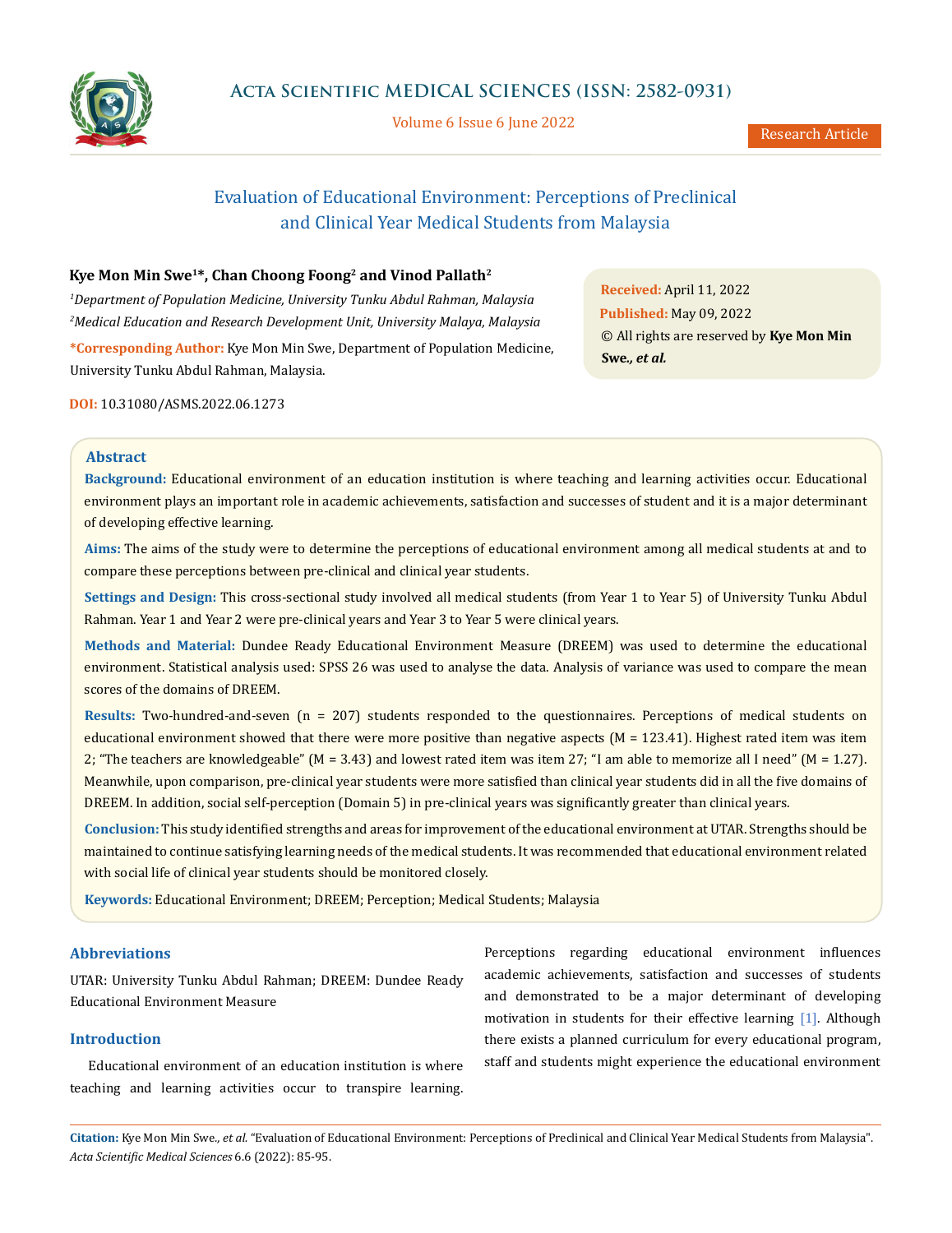# Evaluation of Educational Environment: Perceptions of Preclinical and Clinical Year Medical Students from Malaysia

**Kye Mon Min Swe[1]*, Chan Choong Foong[2] and Vinod Pallath[2]**

[1]*Department of Population Medicine, University Tunku Abdul Rahman, Malaysia*

[2]*Medical Education and Research Development Unit, University Malaya, Malaysia*

***Corresponding Author:** Kye Mon Min Swe, Department of Population Medicine, University Tunku Abdul Rahman, Malaysia.

**DOI:** 10.31080/ASMS.2022.06.1273

**Received:** April 11, 2022

**Published:** May 09, 2022

© All rights are reserved by **Kye Mon Min Swe.,** ***et al.***

## Abstract

**Background:** Educational environment of an education institution is where teaching and learning activities occur. Educational environment plays an important role in academic achievements, satisfaction and successes of student and it is a major determinant of developing effective learning.

**Aims:** The aims of the study were to determine the perceptions of educational environment among all medical students at and to compare these perceptions between pre-clinical and clinical year students.

**Settings and Design:** This cross-sectional study involved all medical students (from Year 1 to Year 5) of University Tunku Abdul Rahman. Year 1 and Year 2 were pre-clinical years and Year 3 to Year 5 were clinical years.

**Methods and Material:** Dundee Ready Educational Environment Measure (DREEM) was used to determine the educational environment. Statistical analysis used: SPSS 26 was used to analyse the data. Analysis of variance was used to compare the mean scores of the domains of DREEM.

**Results:** Two-hundred-and-seven (n = 207) students responded to the questionnaires. Perceptions of medical students on educational environment showed that there were more positive than negative aspects (M = 123.41). Highest rated item was item 2; "The teachers are knowledgeable" (M = 3.43) and lowest rated item was item 27; "I am able to memorize all I need" (M = 1.27). Meanwhile, upon comparison, pre-clinical year students were more satisfied than clinical year students did in all the five domains of DREEM. In addition, social self-perception (Domain 5) in pre-clinical years was significantly greater than clinical years.

**Conclusion:** This study identified strengths and areas for improvement of the educational environment at UTAR. Strengths should be maintained to continue satisfying learning needs of the medical students. It was recommended that educational environment related with social life of clinical year students should be monitored closely.

**Keywords:** Educational Environment; DREEM; Perception; Medical Students; Malaysia

## Abbreviations

UTAR: University Tunku Abdul Rahman; DREEM: Dundee Ready Educational Environment Measure

## Introduction

Educational environment of an education institution is where teaching and learning activities occur to transpire learning. Perceptions regarding educational environment influences academic achievements, satisfaction and successes of students and demonstrated to be a major determinant of developing motivation in students for their effective learning [1]. Although there exists a planned curriculum for every educational program, staff and students might experience the educational environment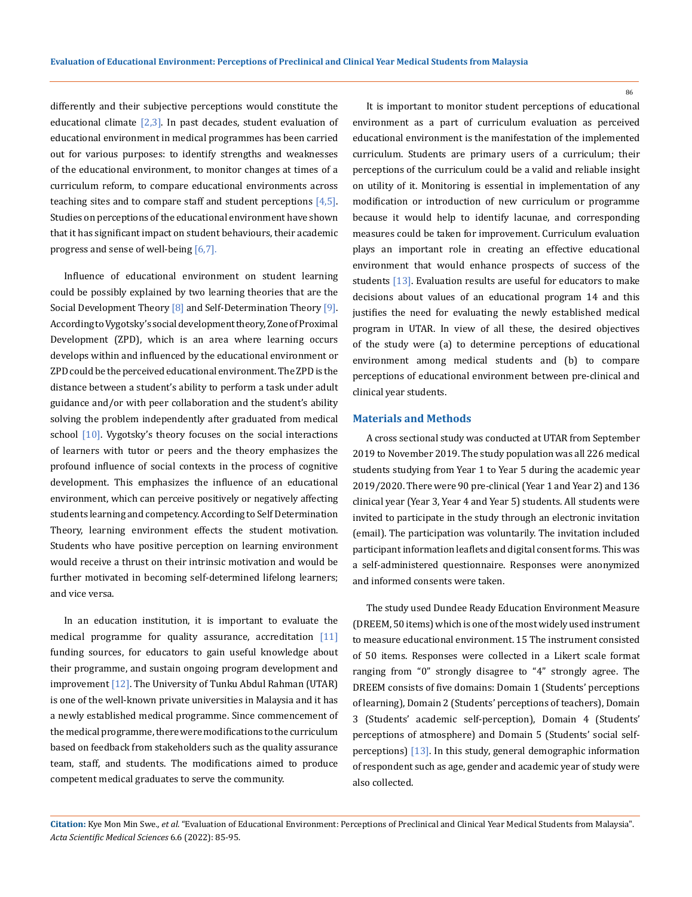differently and their subjective perceptions would constitute the educational climate [2,3]. In past decades, student evaluation of educational environment in medical programmes has been carried out for various purposes: to identify strengths and weaknesses of the educational environment, to monitor changes at times of a curriculum reform, to compare educational environments across teaching sites and to compare staff and student perceptions [4,5]. Studies on perceptions of the educational environment have shown that it has significant impact on student behaviours, their academic progress and sense of well-being [6,7].

Influence of educational environment on student learning could be possibly explained by two learning theories that are the Social Development Theory [8] and Self-Determination Theory [9]. According to Vygotsky's social development theory, Zone of Proximal Development (ZPD), which is an area where learning occurs develops within and influenced by the educational environment or ZPD could be the perceived educational environment. The ZPD is the distance between a student's ability to perform a task under adult guidance and/or with peer collaboration and the student's ability solving the problem independently after graduated from medical school [10]. Vygotsky's theory focuses on the social interactions of learners with tutor or peers and the theory emphasizes the profound influence of social contexts in the process of cognitive development. This emphasizes the influence of an educational environment, which can perceive positively or negatively affecting students learning and competency. According to Self Determination Theory, learning environment effects the student motivation. Students who have positive perception on learning environment would receive a thrust on their intrinsic motivation and would be further motivated in becoming self-determined lifelong learners; and vice versa.

In an education institution, it is important to evaluate the medical programme for quality assurance, accreditation [11] funding sources, for educators to gain useful knowledge about their programme, and sustain ongoing program development and improvement [12]. The University of Tunku Abdul Rahman (UTAR) is one of the well-known private universities in Malaysia and it has a newly established medical programme. Since commencement of the medical programme, there were modifications to the curriculum based on feedback from stakeholders such as the quality assurance team, staff, and students. The modifications aimed to produce competent medical graduates to serve the community.

It is important to monitor student perceptions of educational environment as a part of curriculum evaluation as perceived educational environment is the manifestation of the implemented curriculum. Students are primary users of a curriculum; their perceptions of the curriculum could be a valid and reliable insight on utility of it. Monitoring is essential in implementation of any modification or introduction of new curriculum or programme because it would help to identify lacunae, and corresponding measures could be taken for improvement. Curriculum evaluation plays an important role in creating an effective educational environment that would enhance prospects of success of the students [13]. Evaluation results are useful for educators to make decisions about values of an educational program 14 and this justifies the need for evaluating the newly established medical program in UTAR. In view of all these, the desired objectives of the study were (a) to determine perceptions of educational environment among medical students and (b) to compare perceptions of educational environment between pre-clinical and clinical year students.

## Materials and Methods

A cross sectional study was conducted at UTAR from September 2019 to November 2019. The study population was all 226 medical students studying from Year 1 to Year 5 during the academic year 2019/2020. There were 90 pre-clinical (Year 1 and Year 2) and 136 clinical year (Year 3, Year 4 and Year 5) students. All students were invited to participate in the study through an electronic invitation (email). The participation was voluntarily. The invitation included participant information leaflets and digital consent forms. This was a self-administered questionnaire. Responses were anonymized and informed consents were taken.

The study used Dundee Ready Education Environment Measure (DREEM, 50 items) which is one of the most widely used instrument to measure educational environment. 15 The instrument consisted of 50 items. Responses were collected in a Likert scale format ranging from "0" strongly disagree to "4" strongly agree. The DREEM consists of five domains: Domain 1 (Students' perceptions of learning), Domain 2 (Students' perceptions of teachers), Domain 3 (Students' academic self-perception), Domain 4 (Students' perceptions of atmosphere) and Domain 5 (Students' social self-perceptions) [13]. In this study, general demographic information of respondent such as age, gender and academic year of study were also collected.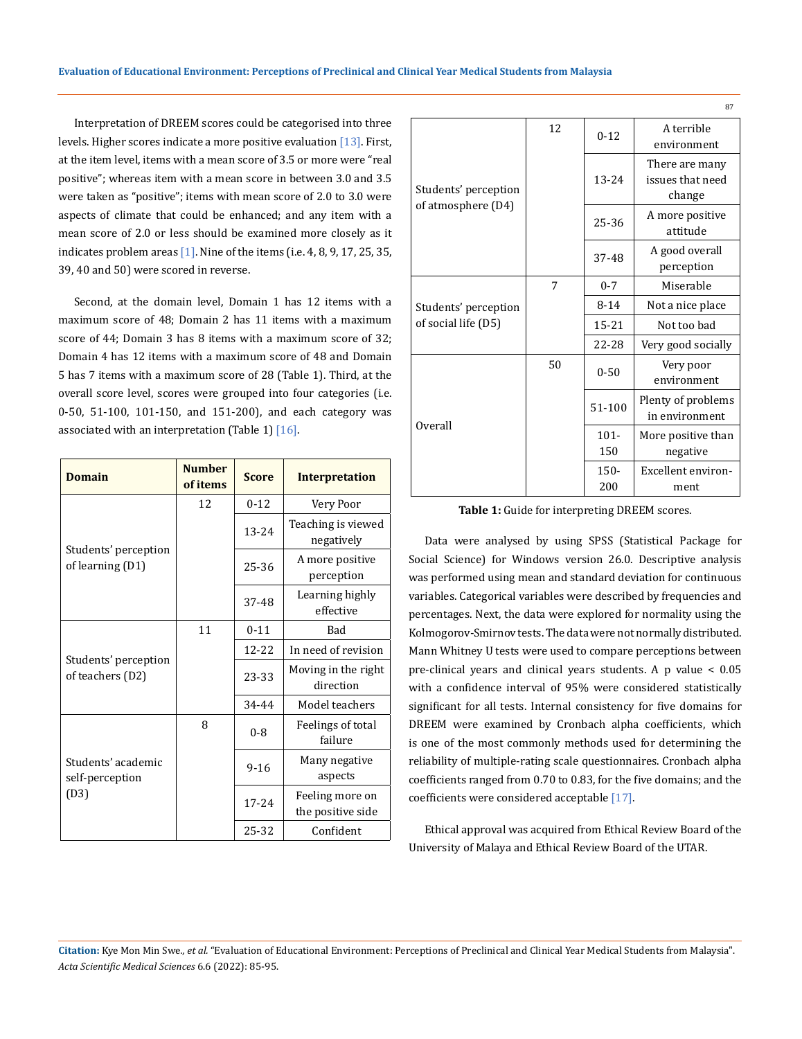Interpretation of DREEM scores could be categorised into three levels. Higher scores indicate a more positive evaluation [13]. First, at the item level, items with a mean score of 3.5 or more were "real positive"; whereas item with a mean score in between 3.0 and 3.5 were taken as "positive"; items with mean score of 2.0 to 3.0 were aspects of climate that could be enhanced; and any item with a mean score of 2.0 or less should be examined more closely as it indicates problem areas [1]. Nine of the items (i.e. 4, 8, 9, 17, 25, 35, 39, 40 and 50) were scored in reverse.

Second, at the domain level, Domain 1 has 12 items with a maximum score of 48; Domain 2 has 11 items with a maximum score of 44; Domain 3 has 8 items with a maximum score of 32; Domain 4 has 12 items with a maximum score of 48 and Domain 5 has 7 items with a maximum score of 28 (Table 1). Third, at the overall score level, scores were grouped into four categories (i.e. 0-50, 51-100, 101-150, and 151-200), and each category was associated with an interpretation (Table 1) [16].

| Domain | Number of items | Score | Interpretation |
|---|---|---|---|
| Students' perception of learning (D1) | 12 | 0-12 | Very Poor |
| | | 13-24 | Teaching is viewed negatively |
| | | 25-36 | A more positive perception |
| | | 37-48 | Learning highly effective |
| Students' perception of teachers (D2) | 11 | 0-11 | Bad |
| | | 12-22 | In need of revision |
| | | 23-33 | Moving in the right direction |
| | | 34-44 | Model teachers |
| Students' academic self-perception (D3) | 8 | 0-8 | Feelings of total failure |
| | | 9-16 | Many negative aspects |
| | | 17-24 | Feeling more on the positive side |
| | | 25-32 | Confident |
| Students' perception of atmosphere (D4) | 12 | 0-12 | A terrible environment |
| | | 13-24 | There are many issues that need change |
| | | 25-36 | A more positive attitude |
| | | 37-48 | A good overall perception |
| Students' perception of social life (D5) | 7 | 0-7 | Miserable |
| | | 8-14 | Not a nice place |
| | | 15-21 | Not too bad |
| | | 22-28 | Very good socially |
| Overall | 50 | 0-50 | Very poor environment |
| | | 51-100 | Plenty of problems in environment |
| | | 101-150 | More positive than negative |
| | | 150-200 | Excellent environment |

**Table 1:** Guide for interpreting DREEM scores.

Data were analysed by using SPSS (Statistical Package for Social Science) for Windows version 26.0. Descriptive analysis was performed using mean and standard deviation for continuous variables. Categorical variables were described by frequencies and percentages. Next, the data were explored for normality using the Kolmogorov-Smirnov tests. The data were not normally distributed. Mann Whitney U tests were used to compare perceptions between pre-clinical years and clinical years students. A p value $< 0.05$ with a confidence interval of 95% were considered statistically significant for all tests. Internal consistency for five domains for DREEM were examined by Cronbach alpha coefficients, which is one of the most commonly methods used for determining the reliability of multiple-rating scale questionnaires. Cronbach alpha coefficients ranged from 0.70 to 0.83, for the five domains; and the coefficients were considered acceptable [17].

Ethical approval was acquired from Ethical Review Board of the University of Malaya and Ethical Review Board of the UTAR.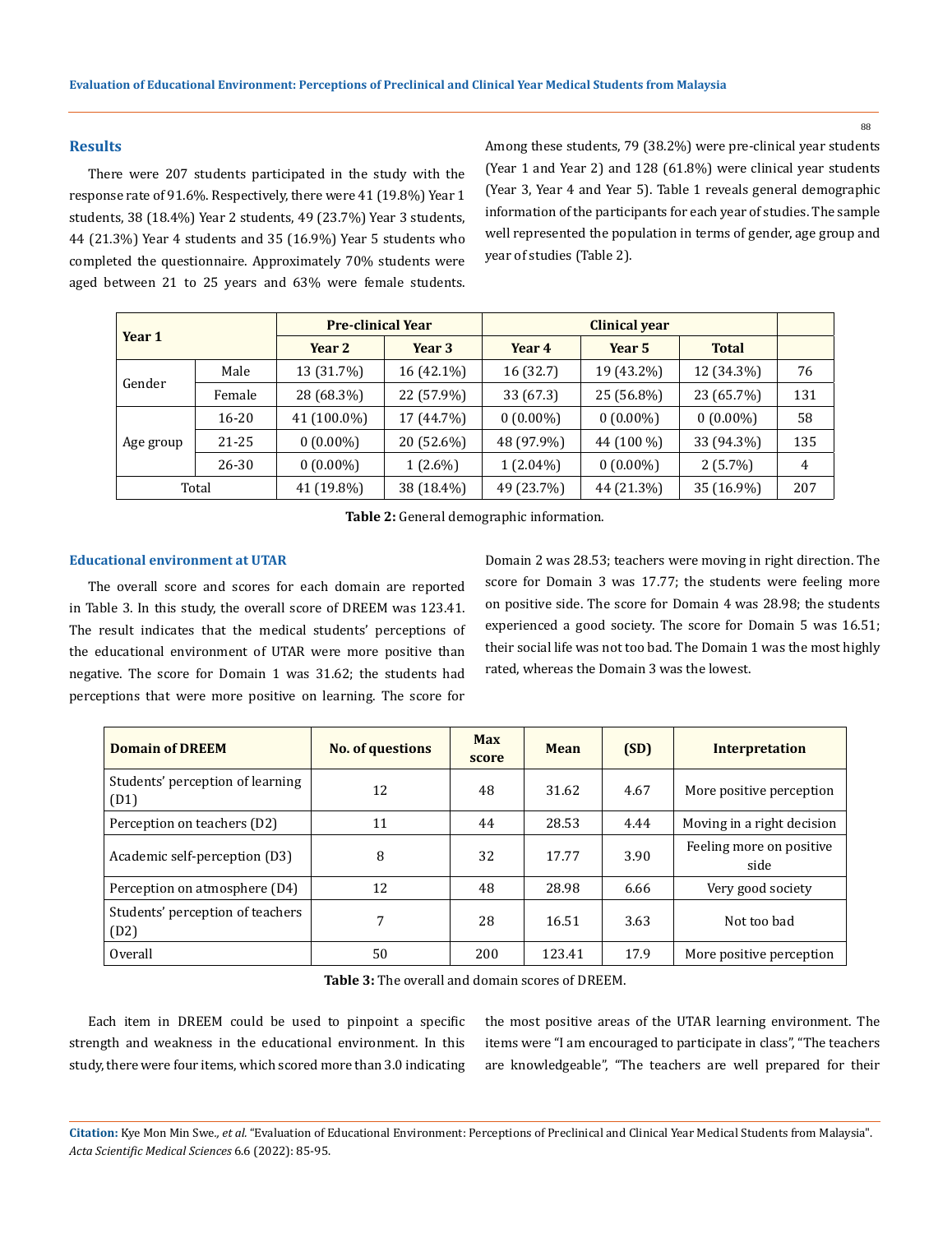## Results

There were 207 students participated in the study with the response rate of 91.6%. Respectively, there were 41 (19.8%) Year 1 students, 38 (18.4%) Year 2 students, 49 (23.7%) Year 3 students, 44 (21.3%) Year 4 students and 35 (16.9%) Year 5 students who completed the questionnaire. Approximately 70% students were aged between 21 to 25 years and 63% were female students. Among these students, 79 (38.2%) were pre-clinical year students (Year 1 and Year 2) and 128 (61.8%) were clinical year students (Year 3, Year 4 and Year 5). Table 1 reveals general demographic information of the participants for each year of studies. The sample well represented the population in terms of gender, age group and year of studies (Table 2).

| Year 1 | | Pre-clinical Year | | Clinical year | | | |
|---|---|---|---|---|---|---|---|
| | | Year 2 | Year 3 | Year 4 | Year 5 | Total | |
| Gender | Male | 13 (31.7%) | 16 (42.1%) | 16 (32.7) | 19 (43.2%) | 12 (34.3%) | 76 |
| | Female | 28 (68.3%) | 22 (57.9%) | 33 (67.3) | 25 (56.8%) | 23 (65.7%) | 131 |
| Age group | 16-20 | 41 (100.0%) | 17 (44.7%) | 0 (0.00%) | 0 (0.00%) | 0 (0.00%) | 58 |
| | 21-25 | 0 (0.00%) | 20 (52.6%) | 48 (97.9%) | 44 (100 %) | 33 (94.3%) | 135 |
| | 26-30 | 0 (0.00%) | 1 (2.6%) | 1 (2.04%) | 0 (0.00%) | 2 (5.7%) | 4 |
| Total | | 41 (19.8%) | 38 (18.4%) | 49 (23.7%) | 44 (21.3%) | 35 (16.9%) | 207 |

**Table 2:** General demographic information.

### Educational environment at UTAR

The overall score and scores for each domain are reported in Table 3. In this study, the overall score of DREEM was 123.41. The result indicates that the medical students' perceptions of the educational environment of UTAR were more positive than negative. The score for Domain 1 was 31.62; the students had perceptions that were more positive on learning. The score for Domain 2 was 28.53; teachers were moving in right direction. The score for Domain 3 was 17.77; the students were feeling more on positive side. The score for Domain 4 was 28.98; the students experienced a good society. The score for Domain 5 was 16.51; their social life was not too bad. The Domain 1 was the most highly rated, whereas the Domain 3 was the lowest.

| Domain of DREEM | No. of questions | Max score | Mean | (SD) | Interpretation |
|---|---|---|---|---|---|
| Students' perception of learning (D1) | 12 | 48 | 31.62 | 4.67 | More positive perception |
| Perception on teachers (D2) | 11 | 44 | 28.53 | 4.44 | Moving in a right decision |
| Academic self-perception (D3) | 8 | 32 | 17.77 | 3.90 | Feeling more on positive side |
| Perception on atmosphere (D4) | 12 | 48 | 28.98 | 6.66 | Very good society |
| Students' perception of teachers (D2) | 7 | 28 | 16.51 | 3.63 | Not too bad |
| Overall | 50 | 200 | 123.41 | 17.9 | More positive perception |

**Table 3:** The overall and domain scores of DREEM.

Each item in DREEM could be used to pinpoint a specific strength and weakness in the educational environment. In this study, there were four items, which scored more than 3.0 indicating the most positive areas of the UTAR learning environment. The items were "I am encouraged to participate in class", "The teachers are knowledgeable", "The teachers are well prepared for their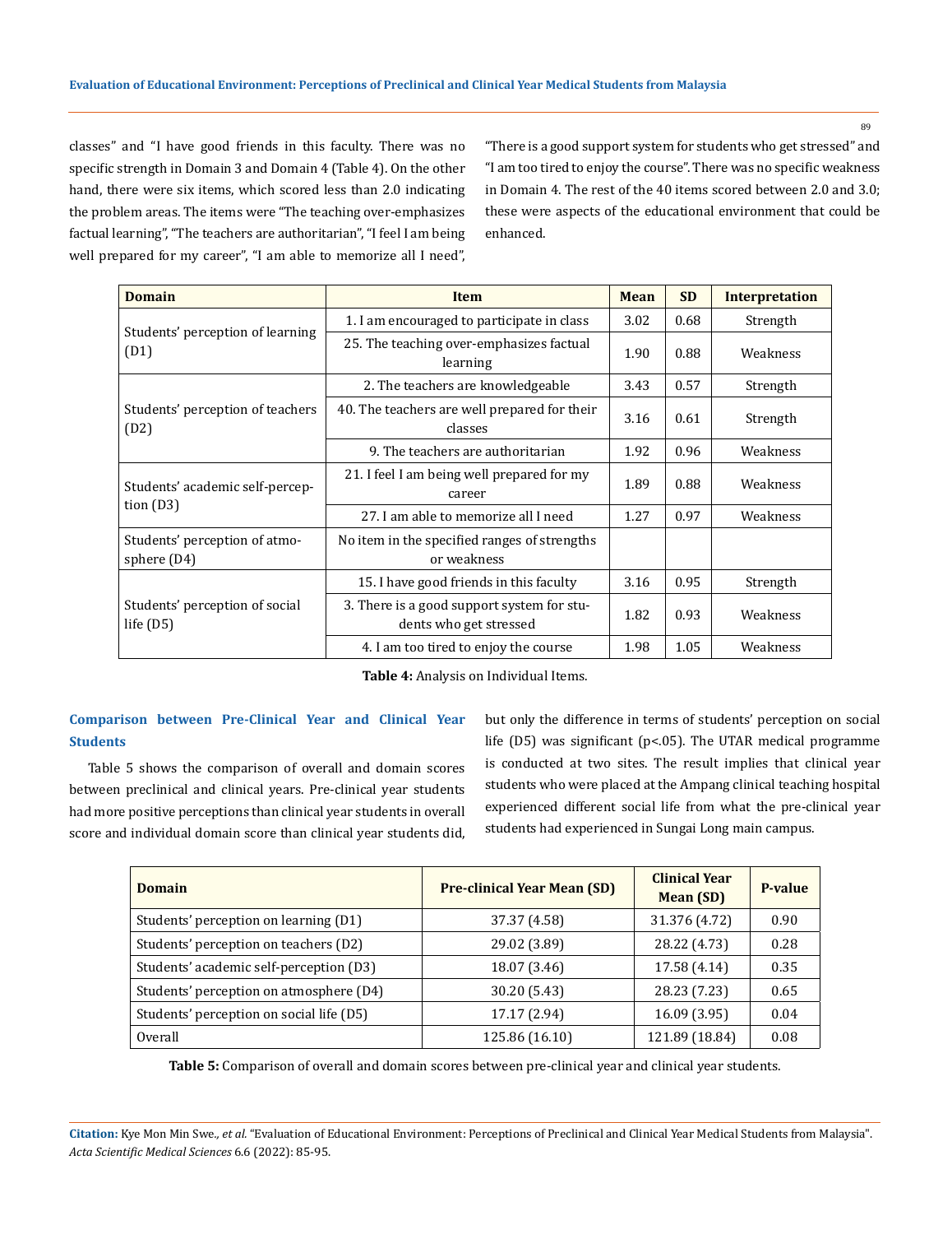classes" and "I have good friends in this faculty. There was no specific strength in Domain 3 and Domain 4 (Table 4). On the other hand, there were six items, which scored less than 2.0 indicating the problem areas. The items were "The teaching over-emphasizes factual learning", "The teachers are authoritarian", "I feel I am being well prepared for my career", "I am able to memorize all I need", "There is a good support system for students who get stressed" and "I am too tired to enjoy the course". There was no specific weakness in Domain 4. The rest of the 40 items scored between 2.0 and 3.0; these were aspects of the educational environment that could be enhanced.

| Domain | Item | Mean | SD | Interpretation |
|---|---|---|---|---|
| Students' perception of learning (D1) | 1. I am encouraged to participate in class | 3.02 | 0.68 | Strength |
| | 25. The teaching over-emphasizes factual learning | 1.90 | 0.88 | Weakness |
| Students' perception of teachers (D2) | 2. The teachers are knowledgeable | 3.43 | 0.57 | Strength |
| | 40. The teachers are well prepared for their classes | 3.16 | 0.61 | Strength |
| | 9. The teachers are authoritarian | 1.92 | 0.96 | Weakness |
| Students' academic self-perception (D3) | 21. I feel I am being well prepared for my career | 1.89 | 0.88 | Weakness |
| | 27. I am able to memorize all I need | 1.27 | 0.97 | Weakness |
| Students' perception of atmosphere (D4) | No item in the specified ranges of strengths or weakness | | | |
| Students' perception of social life (D5) | 15. I have good friends in this faculty | 3.16 | 0.95 | Strength |
| | 3. There is a good support system for students who get stressed | 1.82 | 0.93 | Weakness |
| | 4. I am too tired to enjoy the course | 1.98 | 1.05 | Weakness |

**Table 4:** Analysis on Individual Items.

## Comparison between Pre-Clinical Year and Clinical Year Students

Table 5 shows the comparison of overall and domain scores between preclinical and clinical years. Pre-clinical year students had more positive perceptions than clinical year students in overall score and individual domain score than clinical year students did, but only the difference in terms of students' perception on social life (D5) was significant ($p<.05$). The UTAR medical programme is conducted at two sites. The result implies that clinical year students who were placed at the Ampang clinical teaching hospital experienced different social life from what the pre-clinical year students had experienced in Sungai Long main campus.

| Domain | Pre-clinical Year Mean (SD) | Clinical Year Mean (SD) | P-value |
|---|---|---|---|
| Students' perception on learning (D1) | 37.37 (4.58) | 31.376 (4.72) | 0.90 |
| Students' perception on teachers (D2) | 29.02 (3.89) | 28.22 (4.73) | 0.28 |
| Students' academic self-perception (D3) | 18.07 (3.46) | 17.58 (4.14) | 0.35 |
| Students' perception on atmosphere (D4) | 30.20 (5.43) | 28.23 (7.23) | 0.65 |
| Students' perception on social life (D5) | 17.17 (2.94) | 16.09 (3.95) | 0.04 |
| Overall | 125.86 (16.10) | 121.89 (18.84) | 0.08 |

**Table 5:** Comparison of overall and domain scores between pre-clinical year and clinical year students.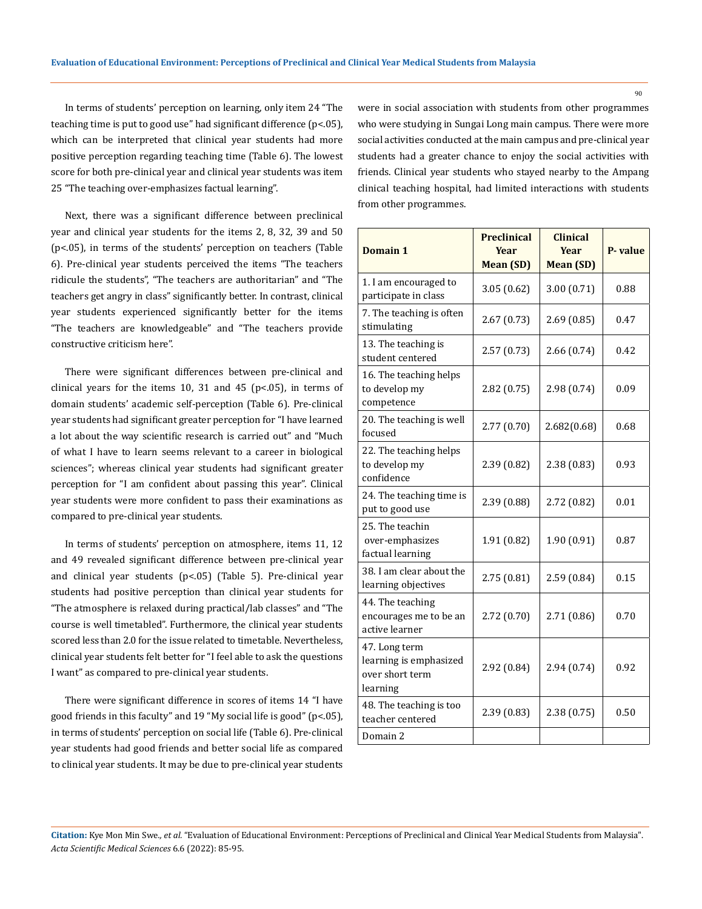In terms of students' perception on learning, only item 24 "The teaching time is put to good use" had significant difference ($p<.05$), which can be interpreted that clinical year students had more positive perception regarding teaching time (Table 6). The lowest score for both pre-clinical year and clinical year students was item 25 "The teaching over-emphasizes factual learning".

Next, there was a significant difference between preclinical year and clinical year students for the items 2, 8, 32, 39 and 50 ($p<.05$), in terms of the students' perception on teachers (Table 6). Pre-clinical year students perceived the items "The teachers ridicule the students", "The teachers are authoritarian" and "The teachers get angry in class" significantly better. In contrast, clinical year students experienced significantly better for the items "The teachers are knowledgeable" and "The teachers provide constructive criticism here".

There were significant differences between pre-clinical and clinical years for the items 10, 31 and 45 ($p<.05$), in terms of domain students' academic self-perception (Table 6). Pre-clinical year students had significant greater perception for "I have learned a lot about the way scientific research is carried out" and "Much of what I have to learn seems relevant to a career in biological sciences"; whereas clinical year students had significant greater perception for "I am confident about passing this year". Clinical year students were more confident to pass their examinations as compared to pre-clinical year students.

In terms of students' perception on atmosphere, items 11, 12 and 49 revealed significant difference between pre-clinical year and clinical year students ($p<.05$) (Table 5). Pre-clinical year students had positive perception than clinical year students for "The atmosphere is relaxed during practical/lab classes" and "The course is well timetabled". Furthermore, the clinical year students scored less than 2.0 for the issue related to timetable. Nevertheless, clinical year students felt better for "I feel able to ask the questions I want" as compared to pre-clinical year students.

There were significant difference in scores of items 14 "I have good friends in this faculty" and 19 "My social life is good" ($p<.05$), in terms of students' perception on social life (Table 6). Pre-clinical year students had good friends and better social life as compared to clinical year students. It may be due to pre-clinical year students were in social association with students from other programmes who were studying in Sungai Long main campus. There were more social activities conducted at the main campus and pre-clinical year students had a greater chance to enjoy the social activities with friends. Clinical year students who stayed nearby to the Ampang clinical teaching hospital, had limited interactions with students from other programmes.

| Domain 1 | Preclinical Year Mean (SD) | Clinical Year Mean (SD) | P- value |
|---|---|---|---|
| 1. I am encouraged to participate in class | 3.05 (0.62) | 3.00 (0.71) | 0.88 |
| 7. The teaching is often stimulating | 2.67 (0.73) | 2.69 (0.85) | 0.47 |
| 13. The teaching is student centered | 2.57 (0.73) | 2.66 (0.74) | 0.42 |
| 16. The teaching helps to develop my competence | 2.82 (0.75) | 2.98 (0.74) | 0.09 |
| 20. The teaching is well focused | 2.77 (0.70) | 2.682(0.68) | 0.68 |
| 22. The teaching helps to develop my confidence | 2.39 (0.82) | 2.38 (0.83) | 0.93 |
| 24. The teaching time is put to good use | 2.39 (0.88) | 2.72 (0.82) | 0.01 |
| 25. The teachin over-emphasizes factual learning | 1.91 (0.82) | 1.90 (0.91) | 0.87 |
| 38. I am clear about the learning objectives | 2.75 (0.81) | 2.59 (0.84) | 0.15 |
| 44. The teaching encourages me to be an active learner | 2.72 (0.70) | 2.71 (0.86) | 0.70 |
| 47. Long term learning is emphasized over short term learning | 2.92 (0.84) | 2.94 (0.74) | 0.92 |
| 48. The teaching is too teacher centered | 2.39 (0.83) | 2.38 (0.75) | 0.50 |
| Domain 2 | | | |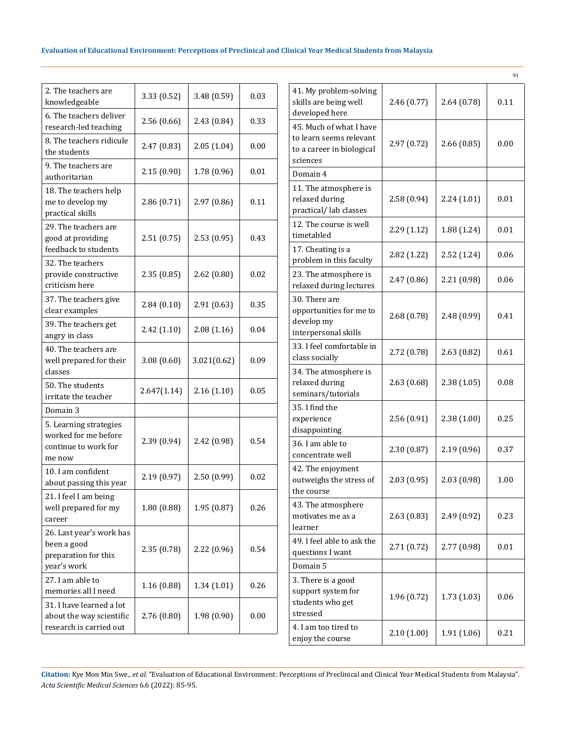| | | | |
|---|---|---|---|
| 2. The teachers are knowledgeable | 3.33 (0.52) | 3.48 (0.59) | 0.03 |
| 6. The teachers deliver research-led teaching | 2.56 (0.66) | 2.43 (0.84) | 0.33 |
| 8. The teachers ridicule the students | 2.47 (0.83) | 2.05 (1.04) | 0.00 |
| 9. The teachers are authoritarian | 2.15 (0.90) | 1.78 (0.96) | 0.01 |
| 18. The teachers help me to develop my practical skills | 2.86 (0.71) | 2.97 (0.86) | 0.11 |
| 29. The teachers are good at providing feedback to students | 2.51 (0.75) | 2.53 (0.95) | 0.43 |
| 32. The teachers provide constructive criticism here | 2.35 (0.85) | 2.62 (0.80) | 0.02 |
| 37. The teachers give clear examples | 2.84 (0.10) | 2.91 (0.63) | 0.35 |
| 39. The teachers get angry in class | 2.42 (1.10) | 2.08 (1.16) | 0.04 |
| 40. The teachers are well prepared for their classes | 3.08 (0.60) | 3.021(0.62) | 0.09 |
| 50. The students irritate the teacher | 2.647(1.14) | 2.16 (1.10) | 0.05 |
| Domain 3 | | | |
| 5. Learning strategies worked for me before continue to work for me now | 2.39 (0.94) | 2.42 (0.98) | 0.54 |
| 10. I am confident about passing this year | 2.19 (0.97) | 2.50 (0.99) | 0.02 |
| 21. I feel I am being well prepared for my career | 1.80 (0.88) | 1.95 (0.87) | 0.26 |
| 26. Last year's work has been a good preparation for this year's work | 2.35 (0.78) | 2.22 (0.96) | 0.54 |
| 27. I am able to memories all I need | 1.16 (0.88) | 1.34 (1.01) | 0.26 |
| 31. I have learned a lot about the way scientific research is carried out | 2.76 (0.80) | 1.98 (0.90) | 0.00 |
| 41. My problem-solving skills are being well developed here | 2.46 (0.77) | 2.64 (0.78) | 0.11 |
| 45. Much of what I have to learn seems relevant to a career in biological sciences | 2.97 (0.72) | 2.66 (0.85) | 0.00 |
| Domain 4 | | | |
| 11. The atmosphere is relaxed during practical/ lab classes | 2.58 (0.94) | 2.24 (1.01) | 0.01 |
| 12. The course is well timetabled | 2.29 (1.12) | 1.88 (1.24) | 0.01 |
| 17. Cheating is a problem in this faculty | 2.82 (1.22) | 2.52 (1.24) | 0.06 |
| 23. The atmosphere is relaxed during lectures | 2.47 (0.86) | 2.21 (0.98) | 0.06 |
| 30. There are opportunities for me to develop my interpersonal skills | 2.68 (0.78) | 2.48 (0.99) | 0.41 |
| 33. I feel comfortable in class socially | 2.72 (0.78) | 2.63 (0.82) | 0.61 |
| 34. The atmosphere is relaxed during seminars/tutorials | 2.63 (0.68) | 2.38 (1.05) | 0.08 |
| 35. I find the experience disappointing | 2.56 (0.91) | 2.38 (1.00) | 0.25 |
| 36. I am able to concentrate well | 2.30 (0.87) | 2.19 (0.96) | 0.37 |
| 42. The enjoyment outweighs the stress of the course | 2.03 (0.95) | 2.03 (0.98) | 1.00 |
| 43. The atmosphere motivates me as a learner | 2.63 (0.83) | 2.49 (0.92) | 0.23 |
| 49. I feel able to ask the questions I want | 2.71 (0.72) | 2.77 (0.98) | 0.01 |
| Domain 5 | | | |
| 3. There is a good support system for students who get stressed | 1.96 (0.72) | 1.73 (1.03) | 0.06 |
| 4. I am too tired to enjoy the course | 2.10 (1.00) | 1.91 (1.06) | 0.21 |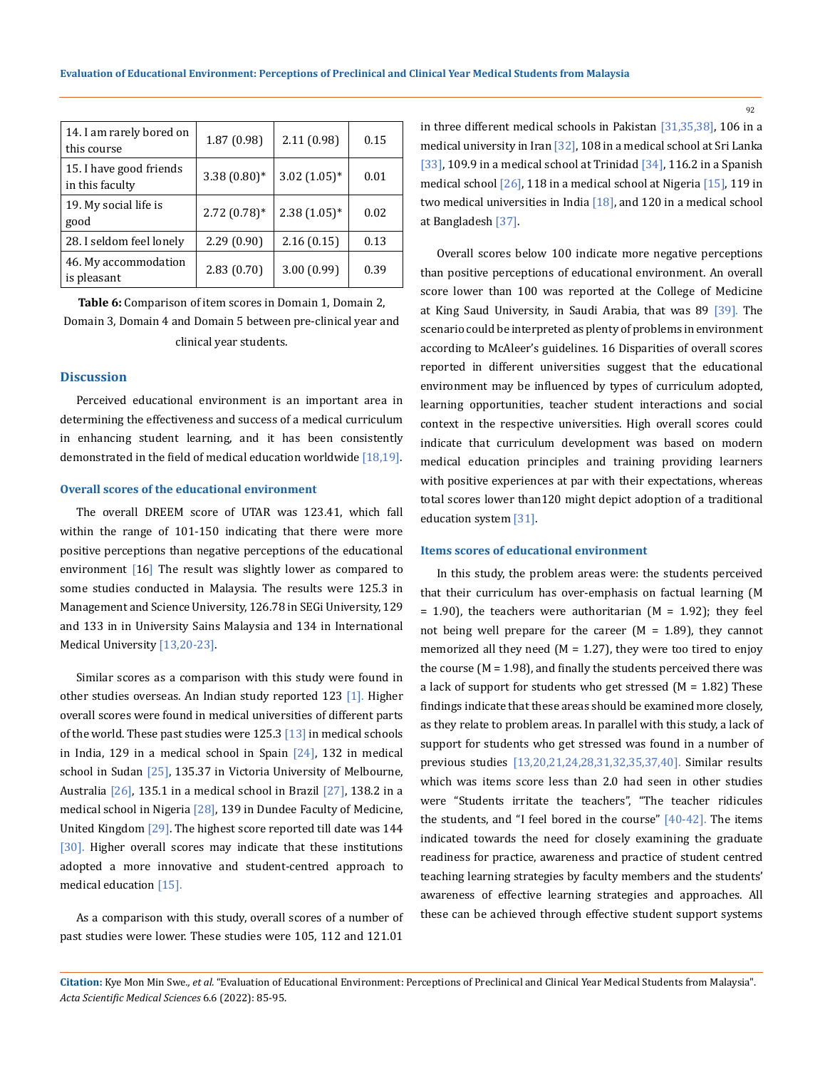| 14. I am rarely bored on this course | 1.87 (0.98) | 2.11 (0.98) | 0.15 |
|---|---|---|---|
| 15. I have good friends in this faculty | 3.38 (0.80)* | 3.02 (1.05)* | 0.01 |
| 19. My social life is good | 2.72 (0.78)* | 2.38 (1.05)* | 0.02 |
| 28. I seldom feel lonely | 2.29 (0.90) | 2.16 (0.15) | 0.13 |
| 46. My accommodation is pleasant | 2.83 (0.70) | 3.00 (0.99) | 0.39 |

**Table 6:** Comparison of item scores in Domain 1, Domain 2, Domain 3, Domain 4 and Domain 5 between pre-clinical year and clinical year students.

## Discussion

Perceived educational environment is an important area in determining the effectiveness and success of a medical curriculum in enhancing student learning, and it has been consistently demonstrated in the field of medical education worldwide [18,19].

### Overall scores of the educational environment

The overall DREEM score of UTAR was 123.41, which fall within the range of 101-150 indicating that there were more positive perceptions than negative perceptions of the educational environment [16] The result was slightly lower as compared to some studies conducted in Malaysia. The results were 125.3 in Management and Science University, 126.78 in SEGi University, 129 and 133 in in University Sains Malaysia and 134 in International Medical University [13,20-23].

Similar scores as a comparison with this study were found in other studies overseas. An Indian study reported 123 [1]. Higher overall scores were found in medical universities of different parts of the world. These past studies were 125.3 [13] in medical schools in India, 129 in a medical school in Spain [24], 132 in medical school in Sudan [25], 135.37 in Victoria University of Melbourne, Australia [26], 135.1 in a medical school in Brazil [27], 138.2 in a medical school in Nigeria [28], 139 in Dundee Faculty of Medicine, United Kingdom [29]. The highest score reported till date was 144 [30]. Higher overall scores may indicate that these institutions adopted a more innovative and student-centred approach to medical education [15].

As a comparison with this study, overall scores of a number of past studies were lower. These studies were 105, 112 and 121.01 in three different medical schools in Pakistan [31,35,38], 106 in a medical university in Iran [32], 108 in a medical school at Sri Lanka [33], 109.9 in a medical school at Trinidad [34], 116.2 in a Spanish medical school [26], 118 in a medical school at Nigeria [15], 119 in two medical universities in India [18], and 120 in a medical school at Bangladesh [37].

Overall scores below 100 indicate more negative perceptions than positive perceptions of educational environment. An overall score lower than 100 was reported at the College of Medicine at King Saud University, in Saudi Arabia, that was 89 [39]. The scenario could be interpreted as plenty of problems in environment according to McAleer's guidelines. 16 Disparities of overall scores reported in different universities suggest that the educational environment may be influenced by types of curriculum adopted, learning opportunities, teacher student interactions and social context in the respective universities. High overall scores could indicate that curriculum development was based on modern medical education principles and training providing learners with positive experiences at par with their expectations, whereas total scores lower than120 might depict adoption of a traditional education system [31].

### Items scores of educational environment

In this study, the problem areas were: the students perceived that their curriculum has over-emphasis on factual learning (M = 1.90), the teachers were authoritarian (M = 1.92); they feel not being well prepare for the career (M = 1.89), they cannot memorized all they need (M = 1.27), they were too tired to enjoy the course (M = 1.98), and finally the students perceived there was a lack of support for students who get stressed (M = 1.82) These findings indicate that these areas should be examined more closely, as they relate to problem areas. In parallel with this study, a lack of support for students who get stressed was found in a number of previous studies [13,20,21,24,28,31,32,35,37,40]. Similar results which was items score less than 2.0 had seen in other studies were "Students irritate the teachers", "The teacher ridicules the students, and "I feel bored in the course" [40-42]. The items indicated towards the need for closely examining the graduate readiness for practice, awareness and practice of student centred teaching learning strategies by faculty members and the students' awareness of effective learning strategies and approaches. All these can be achieved through effective student support systems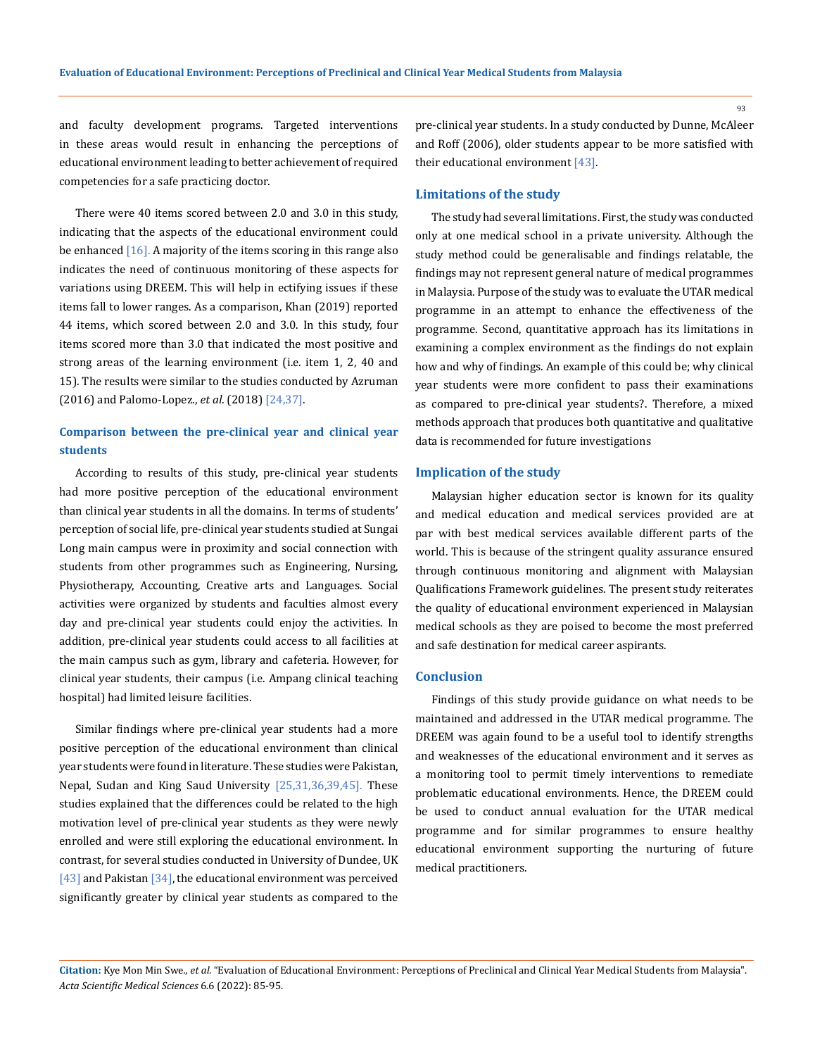and faculty development programs. Targeted interventions in these areas would result in enhancing the perceptions of educational environment leading to better achievement of required competencies for a safe practicing doctor.

There were 40 items scored between 2.0 and 3.0 in this study, indicating that the aspects of the educational environment could be enhanced [16]. A majority of the items scoring in this range also indicates the need of continuous monitoring of these aspects for variations using DREEM. This will help in ectifying issues if these items fall to lower ranges. As a comparison, Khan (2019) reported 44 items, which scored between 2.0 and 3.0. In this study, four items scored more than 3.0 that indicated the most positive and strong areas of the learning environment (i.e. item 1, 2, 40 and 15). The results were similar to the studies conducted by Azruman (2016) and Palomo-Lopez., *et al*. (2018) [24,37].

### Comparison between the pre-clinical year and clinical year students

According to results of this study, pre-clinical year students had more positive perception of the educational environment than clinical year students in all the domains. In terms of students' perception of social life, pre-clinical year students studied at Sungai Long main campus were in proximity and social connection with students from other programmes such as Engineering, Nursing, Physiotherapy, Accounting, Creative arts and Languages. Social activities were organized by students and faculties almost every day and pre-clinical year students could enjoy the activities. In addition, pre-clinical year students could access to all facilities at the main campus such as gym, library and cafeteria. However, for clinical year students, their campus (i.e. Ampang clinical teaching hospital) had limited leisure facilities.

Similar findings where pre-clinical year students had a more positive perception of the educational environment than clinical year students were found in literature. These studies were Pakistan, Nepal, Sudan and King Saud University [25,31,36,39,45]. These studies explained that the differences could be related to the high motivation level of pre-clinical year students as they were newly enrolled and were still exploring the educational environment. In contrast, for several studies conducted in University of Dundee, UK [43] and Pakistan [34], the educational environment was perceived significantly greater by clinical year students as compared to the pre-clinical year students. In a study conducted by Dunne, McAleer and Roff (2006), older students appear to be more satisfied with their educational environment [43].

### Limitations of the study

The study had several limitations. First, the study was conducted only at one medical school in a private university. Although the study method could be generalisable and findings relatable, the findings may not represent general nature of medical programmes in Malaysia. Purpose of the study was to evaluate the UTAR medical programme in an attempt to enhance the effectiveness of the programme. Second, quantitative approach has its limitations in examining a complex environment as the findings do not explain how and why of findings. An example of this could be; why clinical year students were more confident to pass their examinations as compared to pre-clinical year students?. Therefore, a mixed methods approach that produces both quantitative and qualitative data is recommended for future investigations

### Implication of the study

Malaysian higher education sector is known for its quality and medical education and medical services provided are at par with best medical services available different parts of the world. This is because of the stringent quality assurance ensured through continuous monitoring and alignment with Malaysian Qualifications Framework guidelines. The present study reiterates the quality of educational environment experienced in Malaysian medical schools as they are poised to become the most preferred and safe destination for medical career aspirants.

### Conclusion

Findings of this study provide guidance on what needs to be maintained and addressed in the UTAR medical programme. The DREEM was again found to be a useful tool to identify strengths and weaknesses of the educational environment and it serves as a monitoring tool to permit timely interventions to remediate problematic educational environments. Hence, the DREEM could be used to conduct annual evaluation for the UTAR medical programme and for similar programmes to ensure healthy educational environment supporting the nurturing of future medical practitioners.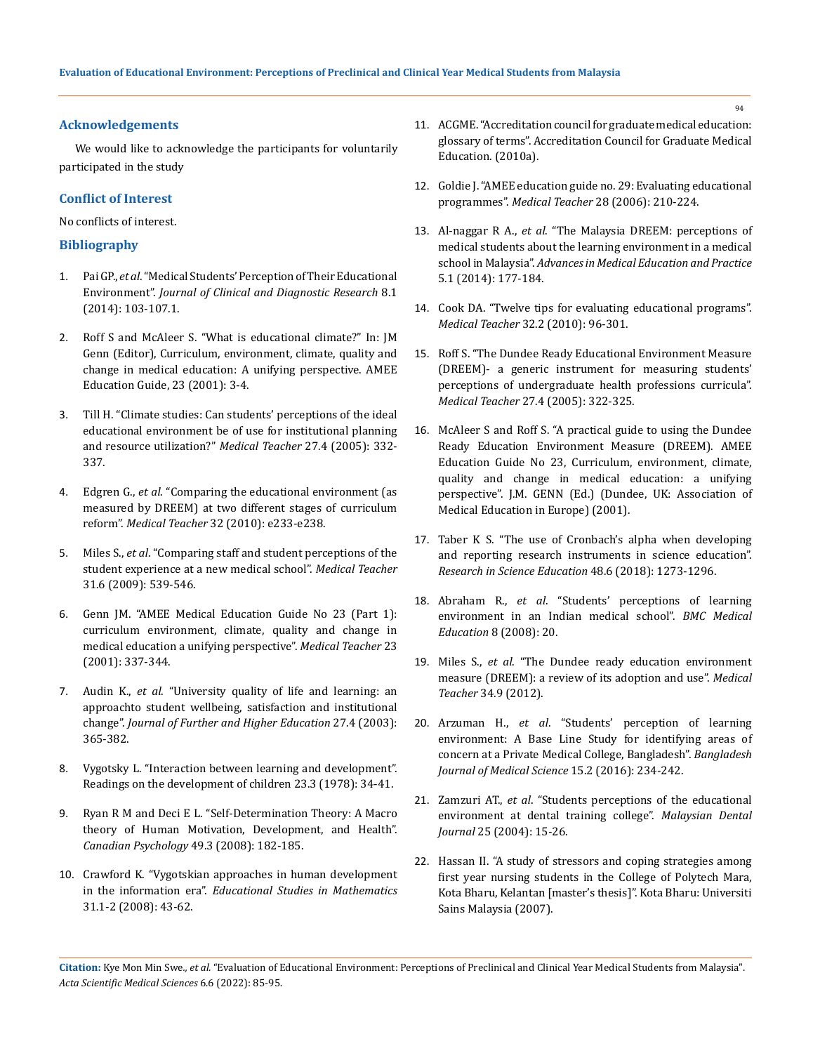## Acknowledgements

We would like to acknowledge the participants for voluntarily participated in the study

## Conflict of Interest

No conflicts of interest.

## Bibliography

1. Pai GP., *et al*. "Medical Students' Perception of Their Educational Environment". *Journal of Clinical and Diagnostic Research* 8.1 (2014): 103-107.1.
2. Roff S and McAleer S. "What is educational climate?" In: JM Genn (Editor), Curriculum, environment, climate, quality and change in medical education: A unifying perspective. AMEE Education Guide, 23 (2001): 3-4.
3. Till H. "Climate studies: Can students' perceptions of the ideal educational environment be of use for institutional planning and resource utilization?" *Medical Teacher* 27.4 (2005): 332-337.
4. Edgren G., *et al*. "Comparing the educational environment (as measured by DREEM) at two different stages of curriculum reform". *Medical Teacher* 32 (2010): e233-e238.
5. Miles S., *et al*. "Comparing staff and student perceptions of the student experience at a new medical school". *Medical Teacher* 31.6 (2009): 539-546.
6. Genn JM. "AMEE Medical Education Guide No 23 (Part 1): curriculum environment, climate, quality and change in medical education a unifying perspective". *Medical Teacher* 23 (2001): 337-344.
7. Audin K., *et al*. "University quality of life and learning: an approachto student wellbeing, satisfaction and institutional change". *Journal of Further and Higher Education* 27.4 (2003): 365-382.
8. Vygotsky L. "Interaction between learning and development". Readings on the development of children 23.3 (1978): 34-41.
9. Ryan R M and Deci E L. "Self-Determination Theory: A Macro theory of Human Motivation, Development, and Health". *Canadian Psychology* 49.3 (2008): 182-185.
10. Crawford K. "Vygotskian approaches in human development in the information era". *Educational Studies in Mathematics* 31.1-2 (2008): 43-62.
11. ACGME. "Accreditation council for graduate medical education: glossary of terms". Accreditation Council for Graduate Medical Education. (2010a).
12. Goldie J. "AMEE education guide no. 29: Evaluating educational programmes". *Medical Teacher* 28 (2006): 210-224.
13. Al-naggar R A., *et al*. "The Malaysia DREEM: perceptions of medical students about the learning environment in a medical school in Malaysia". *Advances in Medical Education and Practice* 5.1 (2014): 177-184.
14. Cook DA. "Twelve tips for evaluating educational programs". *Medical Teacher* 32.2 (2010): 96-301.
15. Roff S. "The Dundee Ready Educational Environment Measure (DREEM)- a generic instrument for measuring students' perceptions of undergraduate health professions curricula". *Medical Teacher* 27.4 (2005): 322-325.
16. McAleer S and Roff S. "A practical guide to using the Dundee Ready Education Environment Measure (DREEM). AMEE Education Guide No 23, Curriculum, environment, climate, quality and change in medical education: a unifying perspective". J.M. GENN (Ed.) (Dundee, UK: Association of Medical Education in Europe) (2001).
17. Taber K S. "The use of Cronbach's alpha when developing and reporting research instruments in science education". *Research in Science Education* 48.6 (2018): 1273-1296.
18. Abraham R., *et al*. "Students' perceptions of learning environment in an Indian medical school". *BMC Medical Education* 8 (2008): 20.
19. Miles S., *et al*. "The Dundee ready education environment measure (DREEM): a review of its adoption and use". *Medical Teacher* 34.9 (2012).
20. Arzuman H., *et al*. "Students' perception of learning environment: A Base Line Study for identifying areas of concern at a Private Medical College, Bangladesh". *Bangladesh Journal of Medical Science* 15.2 (2016): 234-242.
21. Zamzuri AT., *et al*. "Students perceptions of the educational environment at dental training college". *Malaysian Dental Journal* 25 (2004): 15-26.
22. Hassan II. "A study of stressors and coping strategies among first year nursing students in the College of Polytech Mara, Kota Bharu, Kelantan [master's thesis]". Kota Bharu: Universiti Sains Malaysia (2007).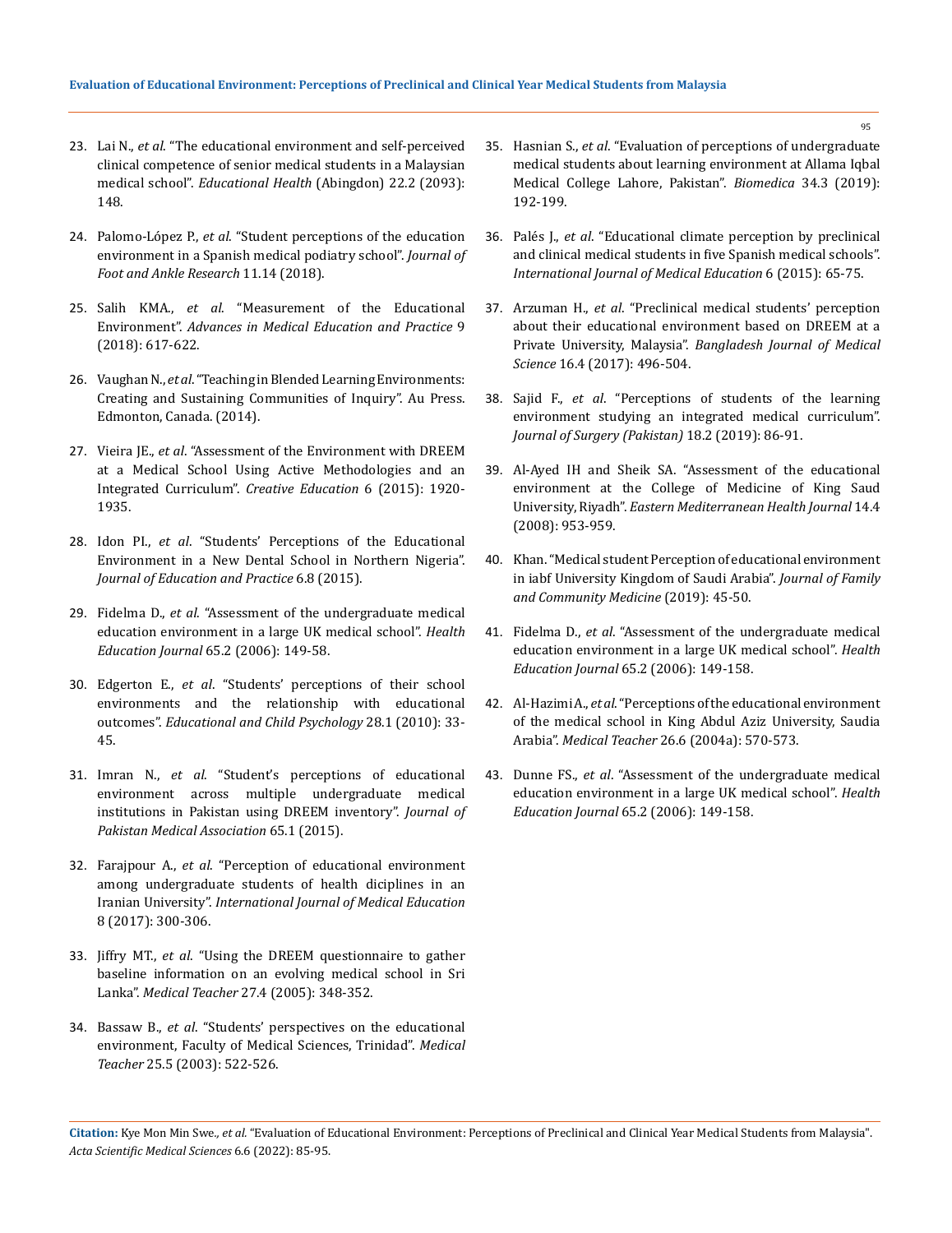23. Lai N., *et al*. "The educational environment and self-perceived clinical competence of senior medical students in a Malaysian medical school". *Educational Health* (Abingdon) 22.2 (2093): 148.
24. Palomo-López P., *et al*. "Student perceptions of the education environment in a Spanish medical podiatry school". *Journal of Foot and Ankle Research* 11.14 (2018).
25. Salih KMA., *et al*. "Measurement of the Educational Environment". *Advances in Medical Education and Practice* 9 (2018): 617-622.
26. Vaughan N., *et al*. "Teaching in Blended Learning Environments: Creating and Sustaining Communities of Inquiry". Au Press. Edmonton, Canada. (2014).
27. Vieira JE., *et al*. "Assessment of the Environment with DREEM at a Medical School Using Active Methodologies and an Integrated Curriculum". *Creative Education* 6 (2015): 1920-1935.
28. Idon PI., *et al*. "Students' Perceptions of the Educational Environment in a New Dental School in Northern Nigeria". *Journal of Education and Practice* 6.8 (2015).
29. Fidelma D., *et al*. "Assessment of the undergraduate medical education environment in a large UK medical school". *Health Education Journal* 65.2 (2006): 149-58.
30. Edgerton E., *et al*. "Students' perceptions of their school environments and the relationship with educational outcomes". *Educational and Child Psychology* 28.1 (2010): 33-45.
31. Imran N., *et al*. "Student's perceptions of educational environment across multiple undergraduate medical institutions in Pakistan using DREEM inventory". *Journal of Pakistan Medical Association* 65.1 (2015).
32. Farajpour A., *et al*. "Perception of educational environment among undergraduate students of health diciplines in an Iranian University". *International Journal of Medical Education* 8 (2017): 300-306.
33. Jiffry MT., *et al*. "Using the DREEM questionnaire to gather baseline information on an evolving medical school in Sri Lanka". *Medical Teacher* 27.4 (2005): 348-352.
34. Bassaw B., *et al*. "Students' perspectives on the educational environment, Faculty of Medical Sciences, Trinidad". *Medical Teacher* 25.5 (2003): 522-526.
35. Hasnian S., *et al*. "Evaluation of perceptions of undergraduate medical students about learning environment at Allama Iqbal Medical College Lahore, Pakistan". *Biomedica* 34.3 (2019): 192-199.
36. Palés J., *et al*. "Educational climate perception by preclinical and clinical medical students in five Spanish medical schools". *International Journal of Medical Education* 6 (2015): 65-75.
37. Arzuman H., *et al*. "Preclinical medical students' perception about their educational environment based on DREEM at a Private University, Malaysia". *Bangladesh Journal of Medical Science* 16.4 (2017): 496-504.
38. Sajid F., *et al*. "Perceptions of students of the learning environment studying an integrated medical curriculum". *Journal of Surgery (Pakistan)* 18.2 (2019): 86-91.
39. Al-Ayed IH and Sheik SA. "Assessment of the educational environment at the College of Medicine of King Saud University, Riyadh". *Eastern Mediterranean Health Journal* 14.4 (2008): 953-959.
40. Khan. "Medical student Perception of educational environment in iabf University Kingdom of Saudi Arabia". *Journal of Family and Community Medicine* (2019): 45-50.
41. Fidelma D., *et al*. "Assessment of the undergraduate medical education environment in a large UK medical school". *Health Education Journal* 65.2 (2006): 149-158.
42. Al-Hazimi A., *et al*. "Perceptions of the educational environment of the medical school in King Abdul Aziz University, Saudia Arabia". *Medical Teacher* 26.6 (2004a): 570-573.
43. Dunne FS., *et al*. "Assessment of the undergraduate medical education environment in a large UK medical school". *Health Education Journal* 65.2 (2006): 149-158.